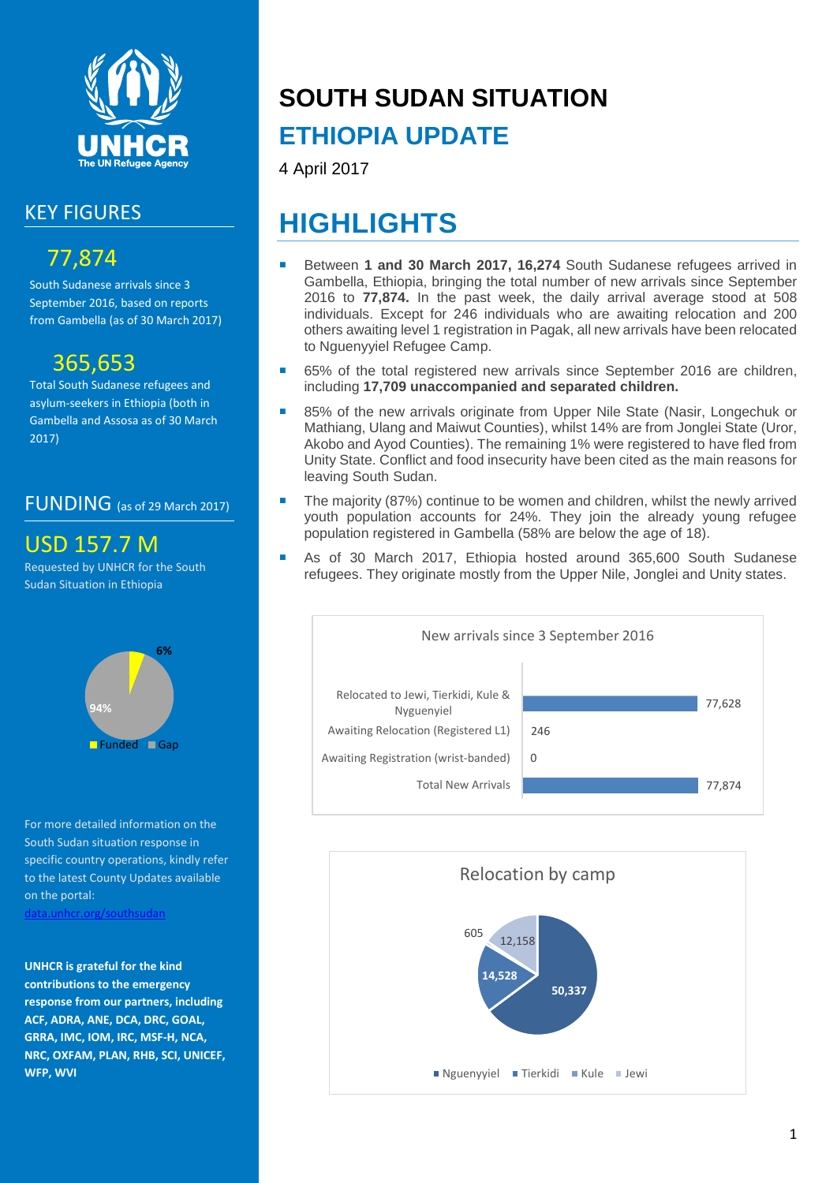# SOUTH SUDAN SITUATION

## ETHIOPIA UPDATE

4 April 2017

## KEY FIGURES

**77,874**

South Sudanese arrivals since 3 September 2016, based on reports from Gambella (as of 30 March 2017)

**365,653**

Total South Sudanese refugees and asylum-seekers in Ethiopia (both in Gambella and Assosa as of 30 March 2017)

## FUNDING (as of 29 March 2017)

**USD 157.7 M**

Requested by UNHCR for the South Sudan Situation in Ethiopia

| Funded | Gap |
|---|---|
| 6% | 94% |

For more detailed information on the South Sudan situation response in specific country operations, kindly refer to the latest County Updates available on the portal: data.unhcr.org/southsudan

**UNHCR is grateful for the kind contributions to the emergency response from our partners, including ACF, ADRA, ANE, DCA, DRC, GOAL, GRRA, IMC, IOM, IRC, MSF-H, NCA, NRC, OXFAM, PLAN, RHB, SCI, UNICEF, WFP, WVI**

## HIGHLIGHTS

- Between **1 and 30 March 2017, 16,274** South Sudanese refugees arrived in Gambella, Ethiopia, bringing the total number of new arrivals since September 2016 to **77,874.** In the past week, the daily arrival average stood at 508 individuals. Except for 246 individuals who are awaiting relocation and 200 others awaiting level 1 registration in Pagak, all new arrivals have been relocated to Nguenyyiel Refugee Camp.
- 65% of the total registered new arrivals since September 2016 are children, including **17,709 unaccompanied and separated children.**
- 85% of the new arrivals originate from Upper Nile State (Nasir, Longechuk or Mathiang, Ulang and Maiwut Counties), whilst 14% are from Jonglei State (Uror, Akobo and Ayod Counties). The remaining 1% were registered to have fled from Unity State. Conflict and food insecurity have been cited as the main reasons for leaving South Sudan.
- The majority (87%) continue to be women and children, whilst the newly arrived youth population accounts for 24%. They join the already young refugee population registered in Gambella (58% are below the age of 18).
- As of 30 March 2017, Ethiopia hosted around 365,600 South Sudanese refugees. They originate mostly from the Upper Nile, Jonglei and Unity states.

**New arrivals since 3 September 2016**

| Category | Number |
|---|---|
| Relocated to Jewi, Tierkidi, Kule & Nyguenyiel | 77,628 |
| Awaiting Relocation (Registered L1) | 246 |
| Awaiting Registration (wrist-banded) | 0 |
| Total New Arrivals | 77,874 |

**Relocation by camp**

| Camp | Number |
|---|---|
| Nguenyyiel | 50,337 |
| Tierkidi | 14,528 |
| Kule | 605 |
| Jewi | 12,158 |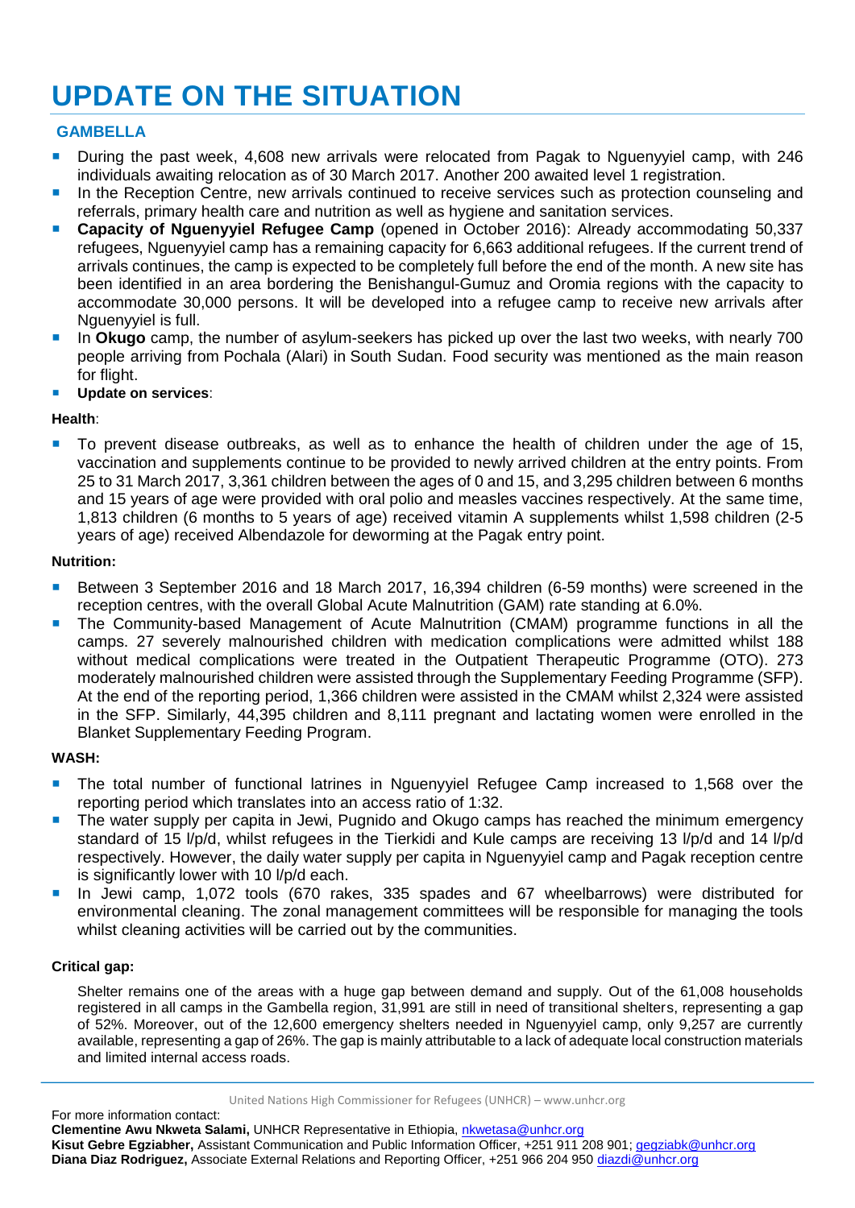# UPDATE ON THE SITUATION

## GAMBELLA

- During the past week, 4,608 new arrivals were relocated from Pagak to Nguenyyiel camp, with 246 individuals awaiting relocation as of 30 March 2017. Another 200 awaited level 1 registration.
- In the Reception Centre, new arrivals continued to receive services such as protection counseling and referrals, primary health care and nutrition as well as hygiene and sanitation services.
- **Capacity of Nguenyyiel Refugee Camp** (opened in October 2016): Already accommodating 50,337 refugees, Nguenyyiel camp has a remaining capacity for 6,663 additional refugees. If the current trend of arrivals continues, the camp is expected to be completely full before the end of the month. A new site has been identified in an area bordering the Benishangul-Gumuz and Oromia regions with the capacity to accommodate 30,000 persons. It will be developed into a refugee camp to receive new arrivals after Nguenyyiel is full.
- In **Okugo** camp, the number of asylum-seekers has picked up over the last two weeks, with nearly 700 people arriving from Pochala (Alari) in South Sudan. Food security was mentioned as the main reason for flight.
- **Update on services**:

**Health**:

- To prevent disease outbreaks, as well as to enhance the health of children under the age of 15, vaccination and supplements continue to be provided to newly arrived children at the entry points. From 25 to 31 March 2017, 3,361 children between the ages of 0 and 15, and 3,295 children between 6 months and 15 years of age were provided with oral polio and measles vaccines respectively. At the same time, 1,813 children (6 months to 5 years of age) received vitamin A supplements whilst 1,598 children (2-5 years of age) received Albendazole for deworming at the Pagak entry point.

**Nutrition:**

- Between 3 September 2016 and 18 March 2017, 16,394 children (6-59 months) were screened in the reception centres, with the overall Global Acute Malnutrition (GAM) rate standing at 6.0%.
- The Community-based Management of Acute Malnutrition (CMAM) programme functions in all the camps. 27 severely malnourished children with medication complications were admitted whilst 188 without medical complications were treated in the Outpatient Therapeutic Programme (OTO). 273 moderately malnourished children were assisted through the Supplementary Feeding Programme (SFP). At the end of the reporting period, 1,366 children were assisted in the CMAM whilst 2,324 were assisted in the SFP. Similarly, 44,395 children and 8,111 pregnant and lactating women were enrolled in the Blanket Supplementary Feeding Program.

**WASH:**

- The total number of functional latrines in Nguenyyiel Refugee Camp increased to 1,568 over the reporting period which translates into an access ratio of 1:32.
- The water supply per capita in Jewi, Pugnido and Okugo camps has reached the minimum emergency standard of 15 l/p/d, whilst refugees in the Tierkidi and Kule camps are receiving 13 l/p/d and 14 l/p/d respectively. However, the daily water supply per capita in Nguenyyiel camp and Pagak reception centre is significantly lower with 10 l/p/d each.
- In Jewi camp, 1,072 tools (670 rakes, 335 spades and 67 wheelbarrows) were distributed for environmental cleaning. The zonal management committees will be responsible for managing the tools whilst cleaning activities will be carried out by the communities.

**Critical gap:**

Shelter remains one of the areas with a huge gap between demand and supply. Out of the 61,008 households registered in all camps in the Gambella region, 31,991 are still in need of transitional shelters, representing a gap of 52%. Moreover, out of the 12,600 emergency shelters needed in Nguenyyiel camp, only 9,257 are currently available, representing a gap of 26%. The gap is mainly attributable to a lack of adequate local construction materials and limited internal access roads.

For more information contact:
**Clementine Awu Nkweta Salami,** UNHCR Representative in Ethiopia, nkwetasa@unhcr.org
**Kisut Gebre Egziabher,** Assistant Communication and Public Information Officer, +251 911 208 901; gegziabk@unhcr.org
**Diana Diaz Rodriguez,** Associate External Relations and Reporting Officer, +251 966 204 950 diazdi@unhcr.org